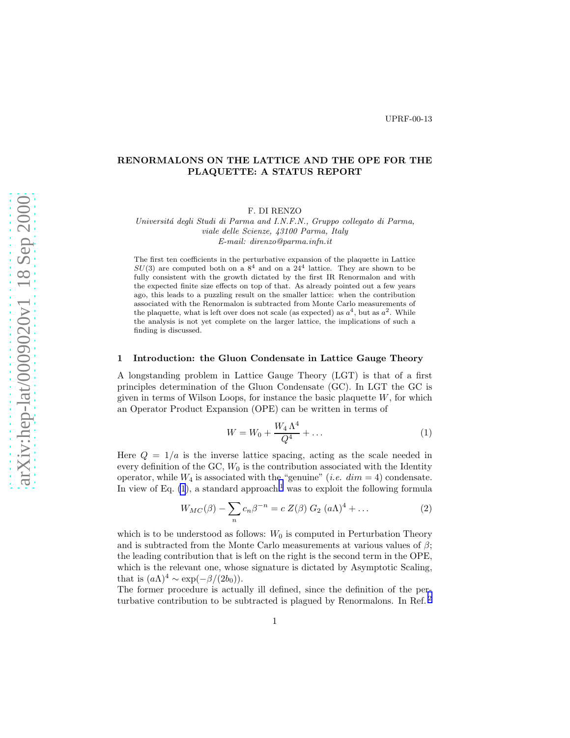UPRF-00-13

# RENORMALONS ON THE LATTICE AND THE OPE FOR THE PLAQUETTE: A STATUS REPORT

F. DI RENZO

*Universitá degli Studi di Parma and I.N.F.N., Gruppo collegato di Parma, viale delle Scienze, 43100 Parma, Italy*
*E-mail: direnzo@parma.infn.it*

The first ten coefficients in the perturbative expansion of the plaquette in Lattice $SU(3)$ are computed both on a $8^4$ and on a $24^4$ lattice. They are shown to be fully consistent with the growth dictated by the first IR Renormalon and with the expected finite size effects on top of that. As already pointed out a few years ago, this leads to a puzzling result on the smaller lattice: when the contribution associated with the Renormalon is subtracted from Monte Carlo measurements of the plaquette, what is left over does not scale (as expected) as $a^4$, but as $a^2$. While the analysis is not yet complete on the larger lattice, the implications of such a finding is discussed.

## 1 Introduction: the Gluon Condensate in Lattice Gauge Theory

A longstanding problem in Lattice Gauge Theory (LGT) is that of a first principles determination of the Gluon Condensate (GC). In LGT the GC is given in terms of Wilson Loops, for instance the basic plaquette $W$, for which an Operator Product Expansion (OPE) can be written in terms of

$$W = W_0 + \frac{W_4\,\Lambda^4}{Q^4} + \ldots \tag{1}$$

Here $Q = 1/a$ is the inverse lattice spacing, acting as the scale needed in every definition of the GC, $W_0$ is the contribution associated with the Identity operator, while $W_4$ is associated with the "genuine" (*i.e.* $dim = 4$) condensate. In view of Eq. (1), a standard approach[1] was to exploit the following formula

$$W_{MC}(\beta) - \sum_n c_n \beta^{-n} = c\; Z(\beta)\; G_2\; (a\Lambda)^4 + \ldots \tag{2}$$

which is to be understood as follows: $W_0$ is computed in Perturbation Theory and is subtracted from the Monte Carlo measurements at various values of $\beta$; the leading contribution that is left on the right is the second term in the OPE, which is the relevant one, whose signature is dictated by Asymptotic Scaling, that is $(a\Lambda)^4 \sim \exp(-\beta/(2b_0))$.

The former procedure is actually ill defined, since the definition of the perturbative contribution to be subtracted is plagued by Renormalons. In Ref.[2]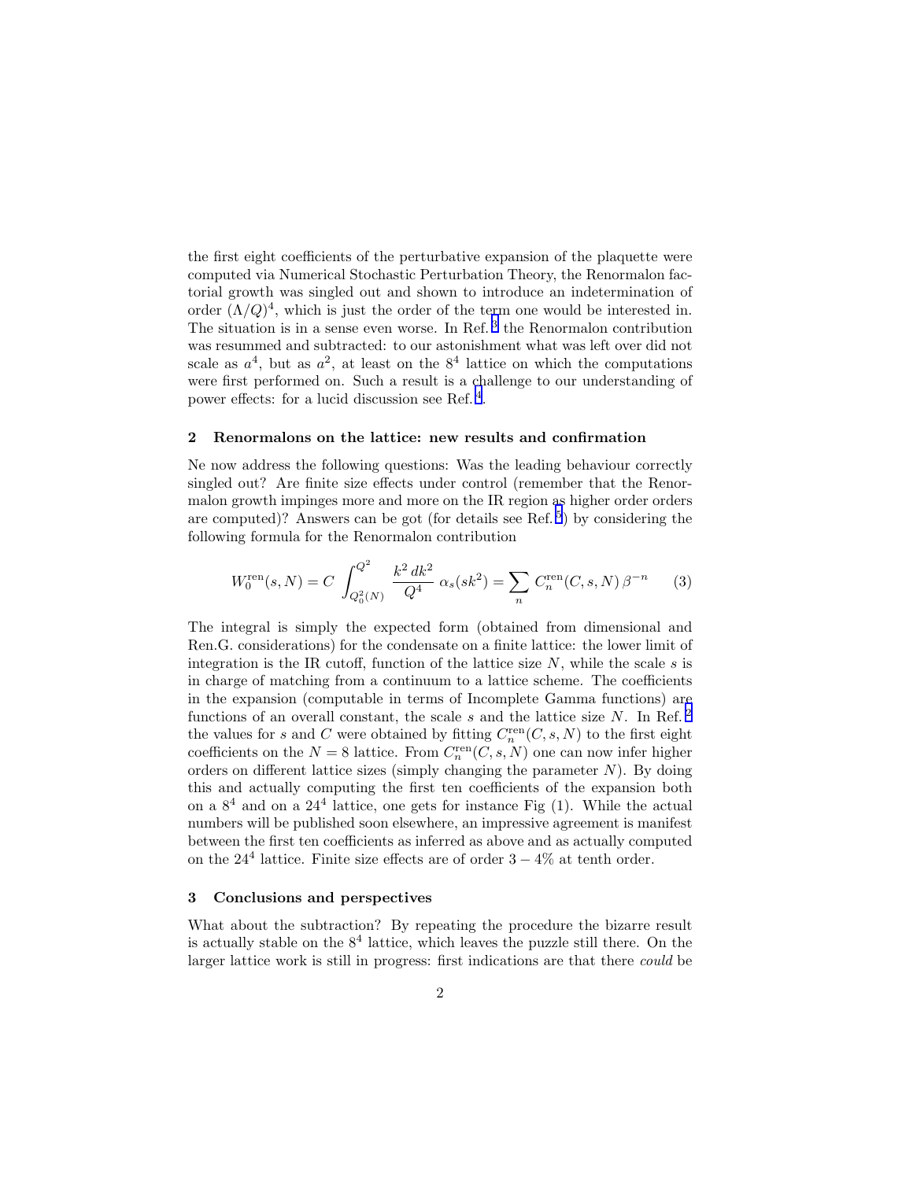the first eight coefficients of the perturbative expansion of the plaquette were computed via Numerical Stochastic Perturbation Theory, the Renormalon factorial growth was singled out and shown to introduce an indetermination of order $(\Lambda/Q)^4$, which is just the order of the term one would be interested in. The situation is in a sense even worse. In Ref. [3] the Renormalon contribution was resummed and subtracted: to our astonishment what was left over did not scale as $a^4$, but as $a^2$, at least on the $8^4$ lattice on which the computations were first performed on. Such a result is a challenge to our understanding of power effects: for a lucid discussion see Ref. [4].

## 2 Renormalons on the lattice: new results and confirmation

Ne now address the following questions: Was the leading behaviour correctly singled out? Are finite size effects under control (remember that the Renormalon growth impinges more and more on the IR region as higher order orders are computed)? Answers can be got (for details see Ref. [5]) by considering the following formula for the Renormalon contribution

$$W_0^{\text{ren}}(s, N) = C \int_{Q_0^2(N)}^{Q^2} \frac{k^2 \, dk^2}{Q^4} \, \alpha_s(sk^2) = \sum_n C_n^{\text{ren}}(C, s, N) \, \beta^{-n} \tag{3}$$

The integral is simply the expected form (obtained from dimensional and Ren.G. considerations) for the condensate on a finite lattice: the lower limit of integration is the IR cutoff, function of the lattice size $N$, while the scale $s$ is in charge of matching from a continuum to a lattice scheme. The coefficients in the expansion (computable in terms of Incomplete Gamma functions) are functions of an overall constant, the scale $s$ and the lattice size $N$. In Ref. [2] the values for $s$ and $C$ were obtained by fitting $C_n^{\text{ren}}(C, s, N)$ to the first eight coefficients on the $N = 8$ lattice. From $C_n^{\text{ren}}(C, s, N)$ one can now infer higher orders on different lattice sizes (simply changing the parameter $N$). By doing this and actually computing the first ten coefficients of the expansion both on a $8^4$ and on a $24^4$ lattice, one gets for instance Fig (1). While the actual numbers will be published soon elsewhere, an impressive agreement is manifest between the first ten coefficients as inferred as above and as actually computed on the $24^4$ lattice. Finite size effects are of order $3-4\%$ at tenth order.

## 3 Conclusions and perspectives

What about the subtraction? By repeating the procedure the bizarre result is actually stable on the $8^4$ lattice, which leaves the puzzle still there. On the larger lattice work is still in progress: first indications are that there *could* be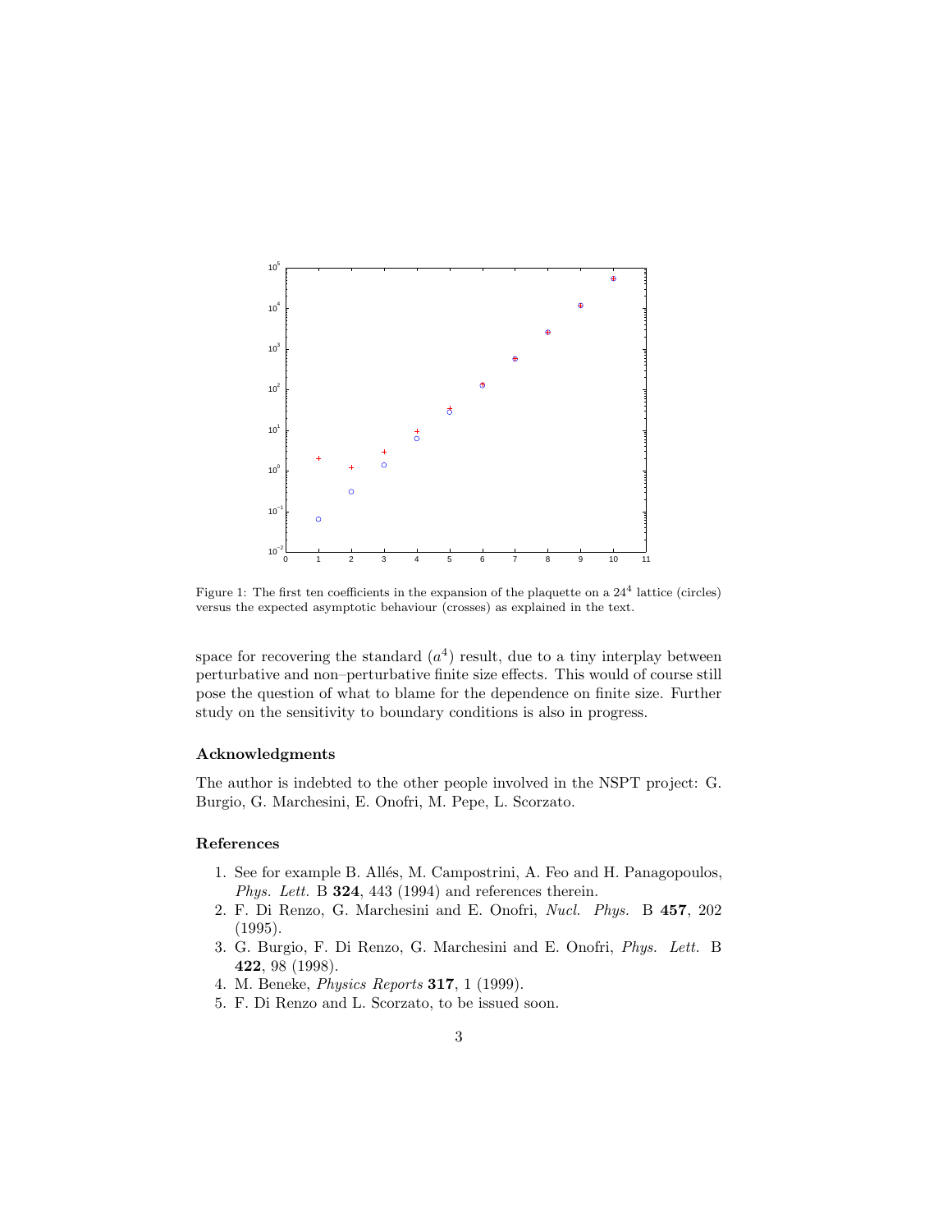10^5
10^4
10^3
10^2
10^1
10^0
10^-1
10^-2
0 1 2 3 4 5 6 7 8 9 10 11

Figure 1: The first ten coefficients in the expansion of the plaquette on a $24^4$ lattice (circles) versus the expected asymptotic behaviour (crosses) as explained in the text.

space for recovering the standard ($a^4$) result, due to a tiny interplay between perturbative and non–perturbative finite size effects. This would of course still pose the question of what to blame for the dependence on finite size. Further study on the sensitivity to boundary conditions is also in progress.

### Acknowledgments

The author is indebted to the other people involved in the NSPT project: G. Burgio, G. Marchesini, E. Onofri, M. Pepe, L. Scorzato.

### References

1. See for example B. Allés, M. Campostrini, A. Feo and H. Panagopoulos, *Phys. Lett.* B **324**, 443 (1994) and references therein.
2. F. Di Renzo, G. Marchesini and E. Onofri, *Nucl. Phys.* B **457**, 202 (1995).
3. G. Burgio, F. Di Renzo, G. Marchesini and E. Onofri, *Phys. Lett.* B **422**, 98 (1998).
4. M. Beneke, *Physics Reports* **317**, 1 (1999).
5. F. Di Renzo and L. Scorzato, to be issued soon.